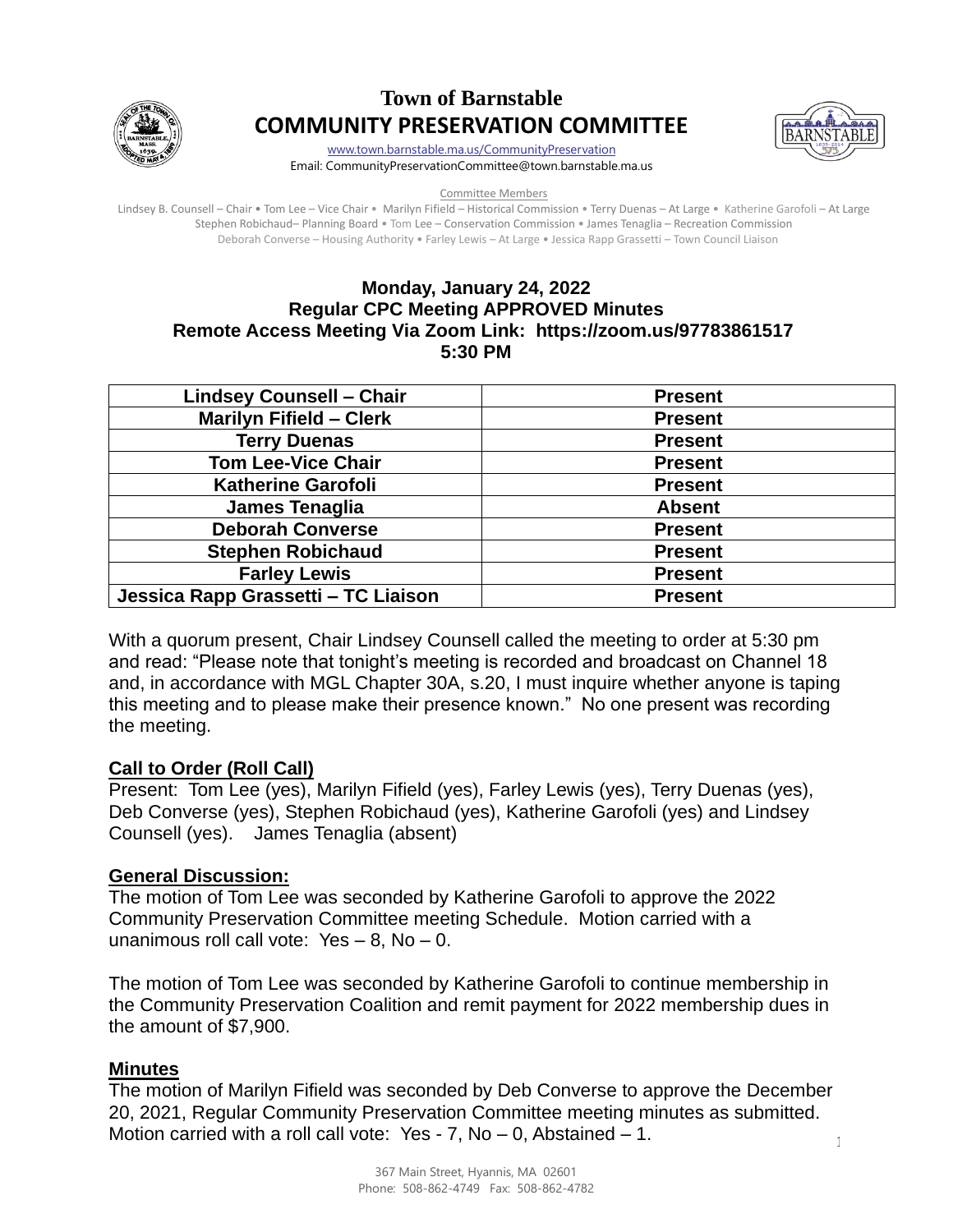# Town of Barnstable
# COMMUNITY PRESERVATION COMMITTEE

www.town.barnstable.ma.us/CommunityPreservation
Email: CommunityPreservationCommittee@town.barnstable.ma.us

Committee Members

Lindsey B. Counsell – Chair • Tom Lee – Vice Chair • Marilyn Fifield – Historical Commission • Terry Duenas – At Large • Katherine Garofoli – At Large
Stephen Robichaud– Planning Board • Tom Lee – Conservation Commission • James Tenaglia – Recreation Commission
Deborah Converse – Housing Authority • Farley Lewis – At Large • Jessica Rapp Grassetti – Town Council Liaison

## Monday, January 24, 2022
## Regular CPC Meeting APPROVED Minutes
## Remote Access Meeting Via Zoom Link: https://zoom.us/97783861517
## 5:30 PM

| | |
|---|---|
| **Lindsey Counsell – Chair** | **Present** |
| **Marilyn Fifield – Clerk** | **Present** |
| **Terry Duenas** | **Present** |
| **Tom Lee-Vice Chair** | **Present** |
| **Katherine Garofoli** | **Present** |
| **James Tenaglia** | **Absent** |
| **Deborah Converse** | **Present** |
| **Stephen Robichaud** | **Present** |
| **Farley Lewis** | **Present** |
| **Jessica Rapp Grassetti – TC Liaison** | **Present** |

With a quorum present, Chair Lindsey Counsell called the meeting to order at 5:30 pm and read: "Please note that tonight's meeting is recorded and broadcast on Channel 18 and, in accordance with MGL Chapter 30A, s.20, I must inquire whether anyone is taping this meeting and to please make their presence known." No one present was recording the meeting.

**Call to Order (Roll Call)**

Present: Tom Lee (yes), Marilyn Fifield (yes), Farley Lewis (yes), Terry Duenas (yes), Deb Converse (yes), Stephen Robichaud (yes), Katherine Garofoli (yes) and Lindsey Counsell (yes). James Tenaglia (absent)

**General Discussion:**

The motion of Tom Lee was seconded by Katherine Garofoli to approve the 2022 Community Preservation Committee meeting Schedule. Motion carried with a unanimous roll call vote: Yes – 8, No – 0.

The motion of Tom Lee was seconded by Katherine Garofoli to continue membership in the Community Preservation Coalition and remit payment for 2022 membership dues in the amount of $7,900.

**Minutes**

The motion of Marilyn Fifield was seconded by Deb Converse to approve the December 20, 2021, Regular Community Preservation Committee meeting minutes as submitted. Motion carried with a roll call vote: Yes - 7, No – 0, Abstained – 1.

367 Main Street, Hyannis, MA 02601
Phone: 508-862-4749 Fax: 508-862-4782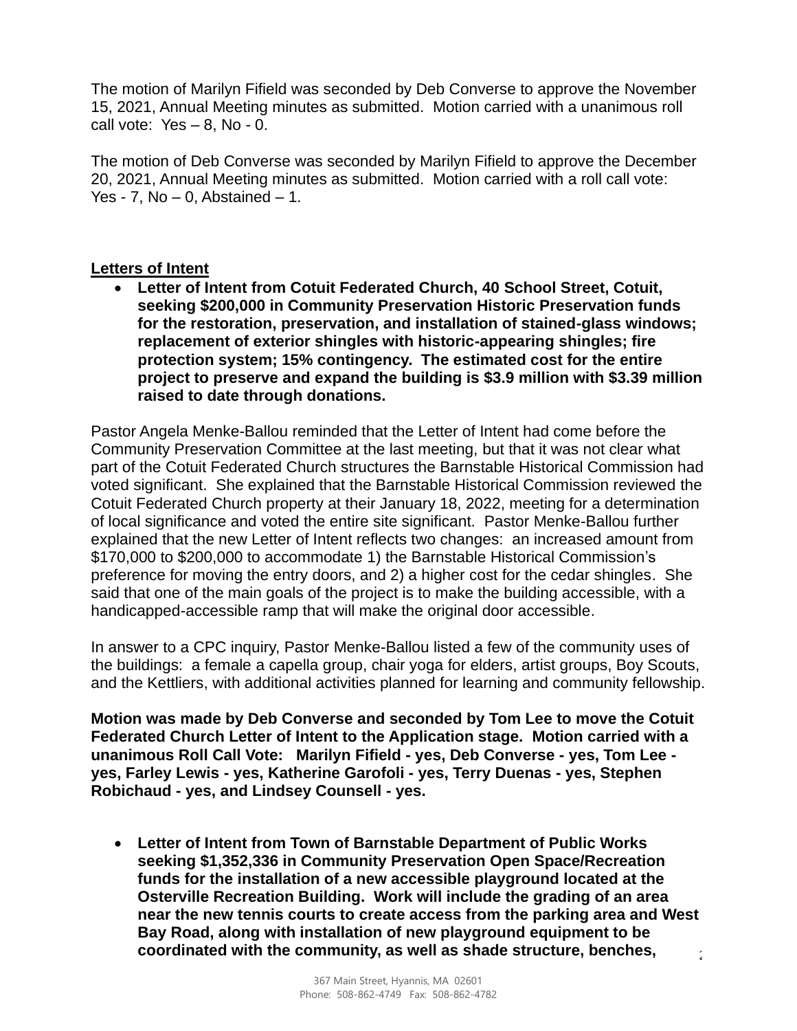The motion of Marilyn Fifield was seconded by Deb Converse to approve the November 15, 2021, Annual Meeting minutes as submitted. Motion carried with a unanimous roll call vote: Yes – 8, No - 0.

The motion of Deb Converse was seconded by Marilyn Fifield to approve the December 20, 2021, Annual Meeting minutes as submitted. Motion carried with a roll call vote: Yes - 7, No – 0, Abstained – 1.

**Letters of Intent**

- **Letter of Intent from Cotuit Federated Church, 40 School Street, Cotuit, seeking $200,000 in Community Preservation Historic Preservation funds for the restoration, preservation, and installation of stained-glass windows; replacement of exterior shingles with historic-appearing shingles; fire protection system; 15% contingency. The estimated cost for the entire project to preserve and expand the building is $3.9 million with $3.39 million raised to date through donations.**

Pastor Angela Menke-Ballou reminded that the Letter of Intent had come before the Community Preservation Committee at the last meeting, but that it was not clear what part of the Cotuit Federated Church structures the Barnstable Historical Commission had voted significant. She explained that the Barnstable Historical Commission reviewed the Cotuit Federated Church property at their January 18, 2022, meeting for a determination of local significance and voted the entire site significant. Pastor Menke-Ballou further explained that the new Letter of Intent reflects two changes: an increased amount from $170,000 to $200,000 to accommodate 1) the Barnstable Historical Commission's preference for moving the entry doors, and 2) a higher cost for the cedar shingles. She said that one of the main goals of the project is to make the building accessible, with a handicapped-accessible ramp that will make the original door accessible.

In answer to a CPC inquiry, Pastor Menke-Ballou listed a few of the community uses of the buildings: a female a capella group, chair yoga for elders, artist groups, Boy Scouts, and the Kettliers, with additional activities planned for learning and community fellowship.

**Motion was made by Deb Converse and seconded by Tom Lee to move the Cotuit Federated Church Letter of Intent to the Application stage. Motion carried with a unanimous Roll Call Vote: Marilyn Fifield - yes, Deb Converse - yes, Tom Lee - yes, Farley Lewis - yes, Katherine Garofoli - yes, Terry Duenas - yes, Stephen Robichaud - yes, and Lindsey Counsell - yes.**

- **Letter of Intent from Town of Barnstable Department of Public Works seeking $1,352,336 in Community Preservation Open Space/Recreation funds for the installation of a new accessible playground located at the Osterville Recreation Building. Work will include the grading of an area near the new tennis courts to create access from the parking area and West Bay Road, along with installation of new playground equipment to be coordinated with the community, as well as shade structure, benches,**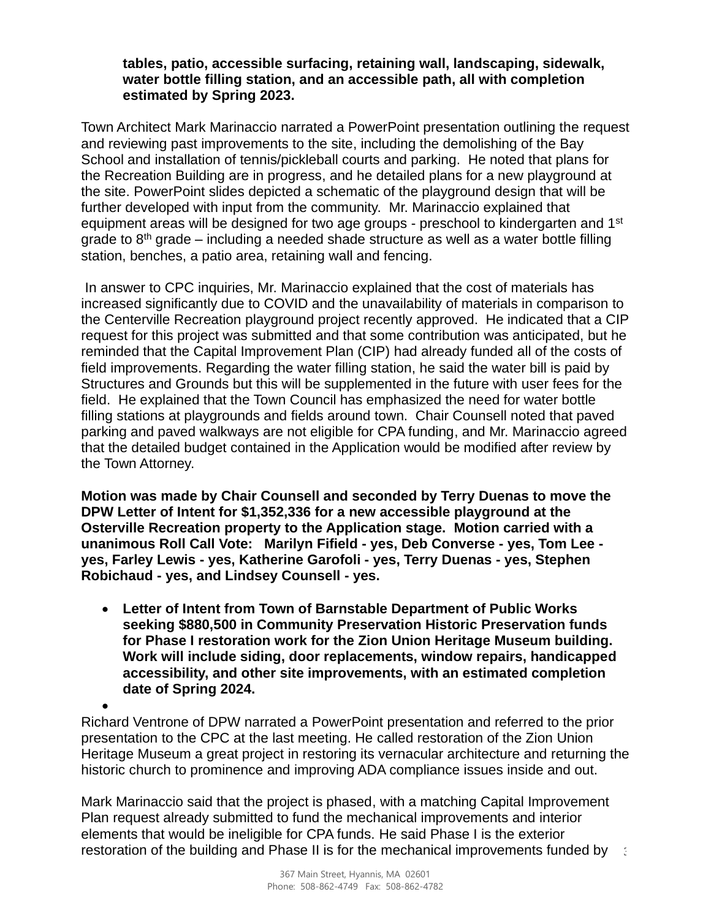**tables, patio, accessible surfacing, retaining wall, landscaping, sidewalk, water bottle filling station, and an accessible path, all with completion estimated by Spring 2023.**

Town Architect Mark Marinaccio narrated a PowerPoint presentation outlining the request and reviewing past improvements to the site, including the demolishing of the Bay School and installation of tennis/pickleball courts and parking. He noted that plans for the Recreation Building are in progress, and he detailed plans for a new playground at the site. PowerPoint slides depicted a schematic of the playground design that will be further developed with input from the community. Mr. Marinaccio explained that equipment areas will be designed for two age groups - preschool to kindergarten and 1st grade to 8th grade – including a needed shade structure as well as a water bottle filling station, benches, a patio area, retaining wall and fencing.

In answer to CPC inquiries, Mr. Marinaccio explained that the cost of materials has increased significantly due to COVID and the unavailability of materials in comparison to the Centerville Recreation playground project recently approved. He indicated that a CIP request for this project was submitted and that some contribution was anticipated, but he reminded that the Capital Improvement Plan (CIP) had already funded all of the costs of field improvements. Regarding the water filling station, he said the water bill is paid by Structures and Grounds but this will be supplemented in the future with user fees for the field. He explained that the Town Council has emphasized the need for water bottle filling stations at playgrounds and fields around town. Chair Counsell noted that paved parking and paved walkways are not eligible for CPA funding, and Mr. Marinaccio agreed that the detailed budget contained in the Application would be modified after review by the Town Attorney.

**Motion was made by Chair Counsell and seconded by Terry Duenas to move the DPW Letter of Intent for $1,352,336 for a new accessible playground at the Osterville Recreation property to the Application stage. Motion carried with a unanimous Roll Call Vote: Marilyn Fifield - yes, Deb Converse - yes, Tom Lee - yes, Farley Lewis - yes, Katherine Garofoli - yes, Terry Duenas - yes, Stephen Robichaud - yes, and Lindsey Counsell - yes.**

- **Letter of Intent from Town of Barnstable Department of Public Works seeking $880,500 in Community Preservation Historic Preservation funds for Phase I restoration work for the Zion Union Heritage Museum building. Work will include siding, door replacements, window repairs, handicapped accessibility, and other site improvements, with an estimated completion date of Spring 2024.**
-

Richard Ventrone of DPW narrated a PowerPoint presentation and referred to the prior presentation to the CPC at the last meeting. He called restoration of the Zion Union Heritage Museum a great project in restoring its vernacular architecture and returning the historic church to prominence and improving ADA compliance issues inside and out.

Mark Marinaccio said that the project is phased, with a matching Capital Improvement Plan request already submitted to fund the mechanical improvements and interior elements that would be ineligible for CPA funds. He said Phase I is the exterior restoration of the building and Phase II is for the mechanical improvements funded by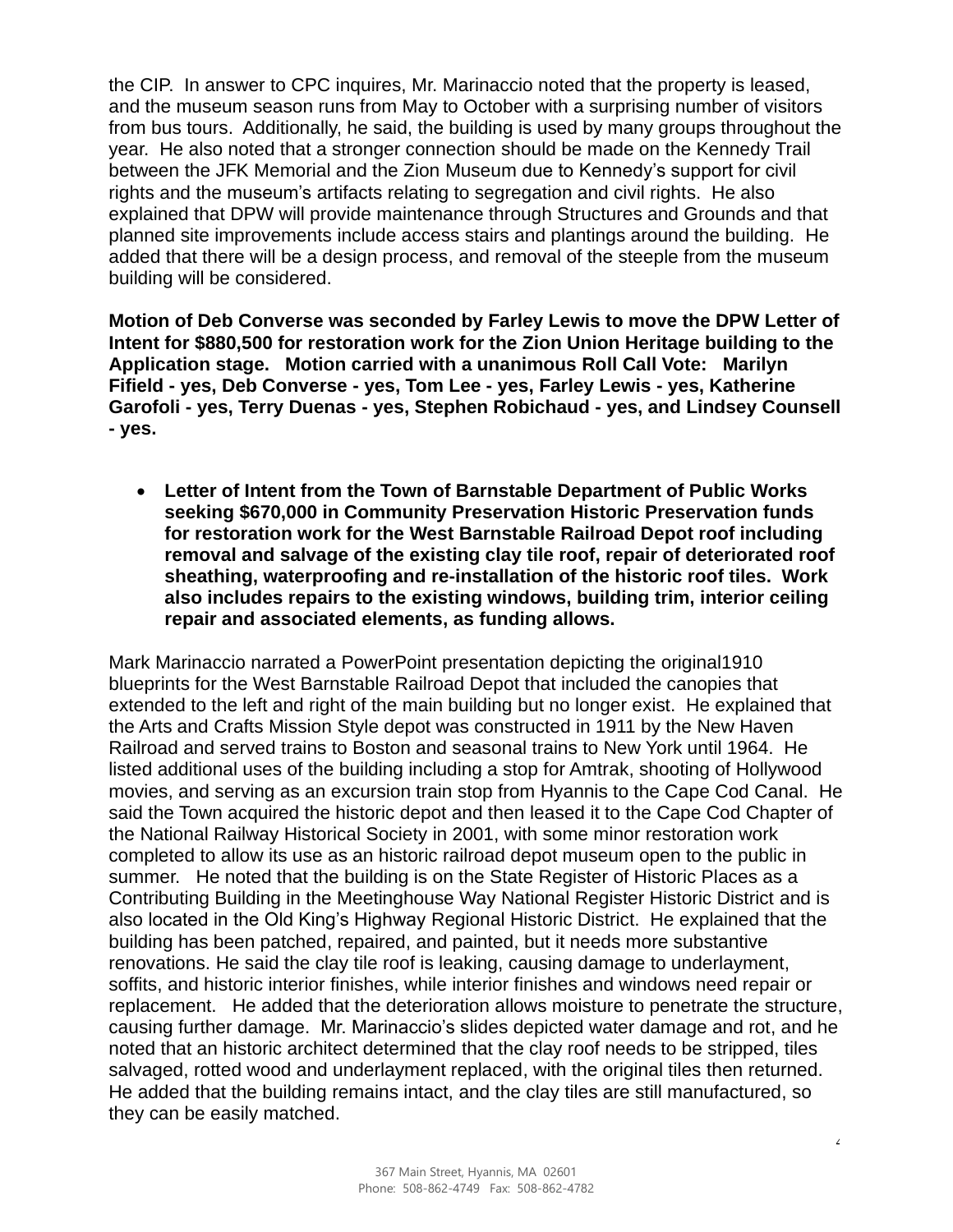the CIP. In answer to CPC inquires, Mr. Marinaccio noted that the property is leased, and the museum season runs from May to October with a surprising number of visitors from bus tours. Additionally, he said, the building is used by many groups throughout the year. He also noted that a stronger connection should be made on the Kennedy Trail between the JFK Memorial and the Zion Museum due to Kennedy's support for civil rights and the museum's artifacts relating to segregation and civil rights. He also explained that DPW will provide maintenance through Structures and Grounds and that planned site improvements include access stairs and plantings around the building. He added that there will be a design process, and removal of the steeple from the museum building will be considered.

**Motion of Deb Converse was seconded by Farley Lewis to move the DPW Letter of Intent for $880,500 for restoration work for the Zion Union Heritage building to the Application stage. Motion carried with a unanimous Roll Call Vote: Marilyn Fifield - yes, Deb Converse - yes, Tom Lee - yes, Farley Lewis - yes, Katherine Garofoli - yes, Terry Duenas - yes, Stephen Robichaud - yes, and Lindsey Counsell - yes.**

- **Letter of Intent from the Town of Barnstable Department of Public Works seeking $670,000 in Community Preservation Historic Preservation funds for restoration work for the West Barnstable Railroad Depot roof including removal and salvage of the existing clay tile roof, repair of deteriorated roof sheathing, waterproofing and re-installation of the historic roof tiles. Work also includes repairs to the existing windows, building trim, interior ceiling repair and associated elements, as funding allows.**

Mark Marinaccio narrated a PowerPoint presentation depicting the original1910 blueprints for the West Barnstable Railroad Depot that included the canopies that extended to the left and right of the main building but no longer exist. He explained that the Arts and Crafts Mission Style depot was constructed in 1911 by the New Haven Railroad and served trains to Boston and seasonal trains to New York until 1964. He listed additional uses of the building including a stop for Amtrak, shooting of Hollywood movies, and serving as an excursion train stop from Hyannis to the Cape Cod Canal. He said the Town acquired the historic depot and then leased it to the Cape Cod Chapter of the National Railway Historical Society in 2001, with some minor restoration work completed to allow its use as an historic railroad depot museum open to the public in summer. He noted that the building is on the State Register of Historic Places as a Contributing Building in the Meetinghouse Way National Register Historic District and is also located in the Old King's Highway Regional Historic District. He explained that the building has been patched, repaired, and painted, but it needs more substantive renovations. He said the clay tile roof is leaking, causing damage to underlayment, soffits, and historic interior finishes, while interior finishes and windows need repair or replacement. He added that the deterioration allows moisture to penetrate the structure, causing further damage. Mr. Marinaccio's slides depicted water damage and rot, and he noted that an historic architect determined that the clay roof needs to be stripped, tiles salvaged, rotted wood and underlayment replaced, with the original tiles then returned. He added that the building remains intact, and the clay tiles are still manufactured, so they can be easily matched.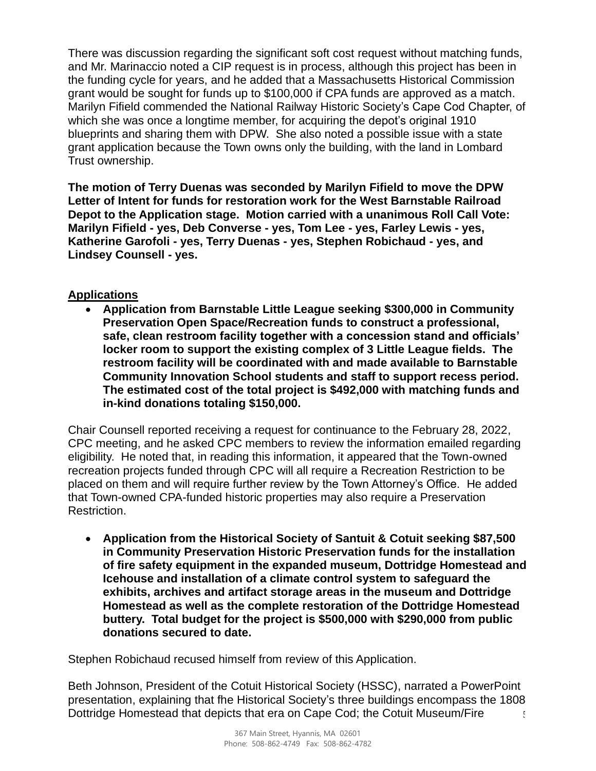There was discussion regarding the significant soft cost request without matching funds, and Mr. Marinaccio noted a CIP request is in process, although this project has been in the funding cycle for years, and he added that a Massachusetts Historical Commission grant would be sought for funds up to $100,000 if CPA funds are approved as a match. Marilyn Fifield commended the National Railway Historic Society's Cape Cod Chapter, of which she was once a longtime member, for acquiring the depot's original 1910 blueprints and sharing them with DPW. She also noted a possible issue with a state grant application because the Town owns only the building, with the land in Lombard Trust ownership.

**The motion of Terry Duenas was seconded by Marilyn Fifield to move the DPW Letter of Intent for funds for restoration work for the West Barnstable Railroad Depot to the Application stage. Motion carried with a unanimous Roll Call Vote: Marilyn Fifield - yes, Deb Converse - yes, Tom Lee - yes, Farley Lewis - yes, Katherine Garofoli - yes, Terry Duenas - yes, Stephen Robichaud - yes, and Lindsey Counsell - yes.**

**<u>Applications</u>**

- **Application from Barnstable Little League seeking $300,000 in Community Preservation Open Space/Recreation funds to construct a professional, safe, clean restroom facility together with a concession stand and officials' locker room to support the existing complex of 3 Little League fields. The restroom facility will be coordinated with and made available to Barnstable Community Innovation School students and staff to support recess period. The estimated cost of the total project is $492,000 with matching funds and in-kind donations totaling $150,000.**

Chair Counsell reported receiving a request for continuance to the February 28, 2022, CPC meeting, and he asked CPC members to review the information emailed regarding eligibility. He noted that, in reading this information, it appeared that the Town-owned recreation projects funded through CPC will all require a Recreation Restriction to be placed on them and will require further review by the Town Attorney's Office. He added that Town-owned CPA-funded historic properties may also require a Preservation Restriction.

- **Application from the Historical Society of Santuit & Cotuit seeking $87,500 in Community Preservation Historic Preservation funds for the installation of fire safety equipment in the expanded museum, Dottridge Homestead and Icehouse and installation of a climate control system to safeguard the exhibits, archives and artifact storage areas in the museum and Dottridge Homestead as well as the complete restoration of the Dottridge Homestead buttery. Total budget for the project is $500,000 with $290,000 from public donations secured to date.**

Stephen Robichaud recused himself from review of this Application.

Beth Johnson, President of the Cotuit Historical Society (HSSC), narrated a PowerPoint presentation, explaining that fhe Historical Society's three buildings encompass the 1808 Dottridge Homestead that depicts that era on Cape Cod; the Cotuit Museum/Fire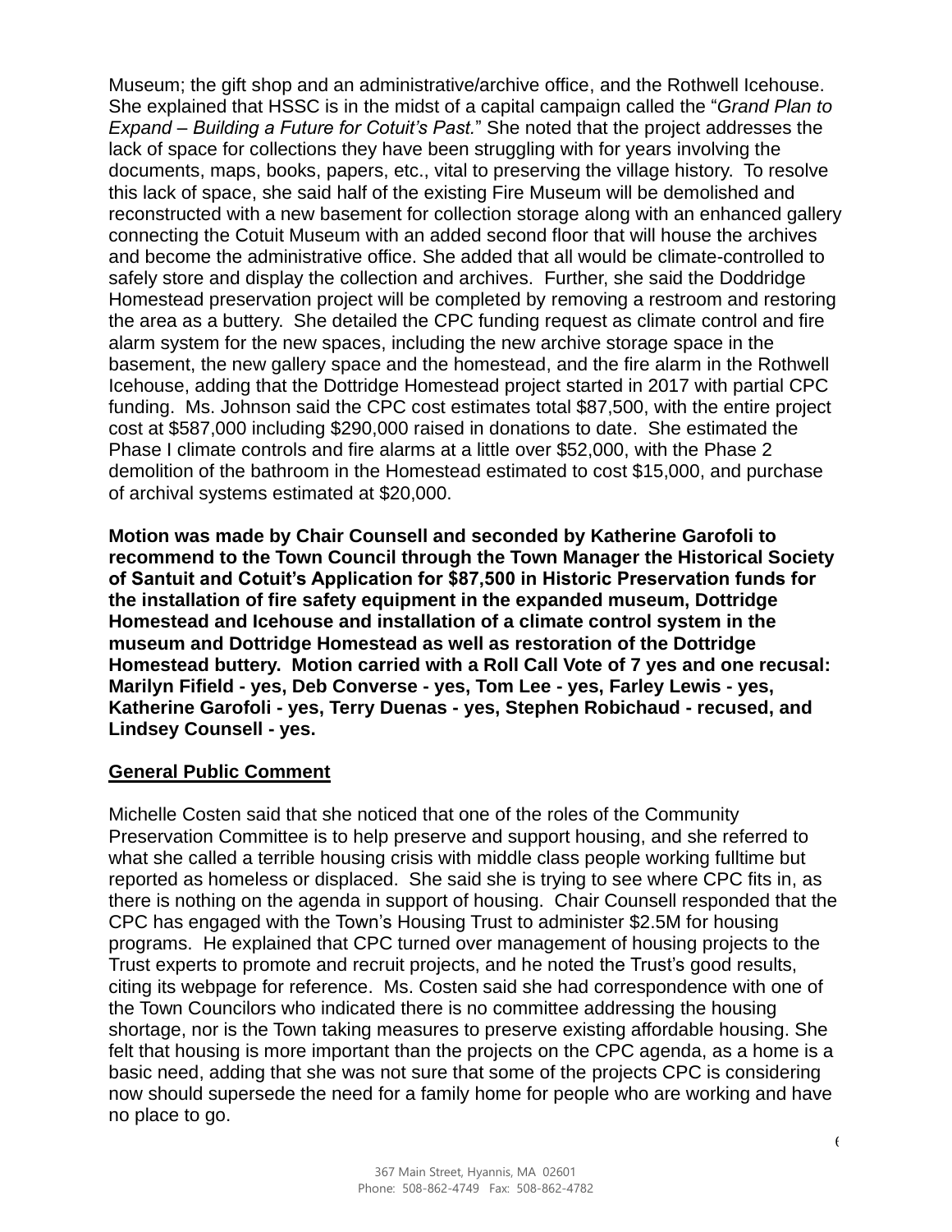Museum; the gift shop and an administrative/archive office, and the Rothwell Icehouse. She explained that HSSC is in the midst of a capital campaign called the "*Grand Plan to Expand – Building a Future for Cotuit's Past.*" She noted that the project addresses the lack of space for collections they have been struggling with for years involving the documents, maps, books, papers, etc., vital to preserving the village history. To resolve this lack of space, she said half of the existing Fire Museum will be demolished and reconstructed with a new basement for collection storage along with an enhanced gallery connecting the Cotuit Museum with an added second floor that will house the archives and become the administrative office. She added that all would be climate-controlled to safely store and display the collection and archives. Further, she said the Doddridge Homestead preservation project will be completed by removing a restroom and restoring the area as a buttery. She detailed the CPC funding request as climate control and fire alarm system for the new spaces, including the new archive storage space in the basement, the new gallery space and the homestead, and the fire alarm in the Rothwell Icehouse, adding that the Dottridge Homestead project started in 2017 with partial CPC funding. Ms. Johnson said the CPC cost estimates total $87,500, with the entire project cost at $587,000 including $290,000 raised in donations to date. She estimated the Phase I climate controls and fire alarms at a little over $52,000, with the Phase 2 demolition of the bathroom in the Homestead estimated to cost $15,000, and purchase of archival systems estimated at $20,000.

**Motion was made by Chair Counsell and seconded by Katherine Garofoli to recommend to the Town Council through the Town Manager the Historical Society of Santuit and Cotuit's Application for $87,500 in Historic Preservation funds for the installation of fire safety equipment in the expanded museum, Dottridge Homestead and Icehouse and installation of a climate control system in the museum and Dottridge Homestead as well as restoration of the Dottridge Homestead buttery. Motion carried with a Roll Call Vote of 7 yes and one recusal: Marilyn Fifield - yes, Deb Converse - yes, Tom Lee - yes, Farley Lewis - yes, Katherine Garofoli - yes, Terry Duenas - yes, Stephen Robichaud - recused, and Lindsey Counsell - yes.**

**General Public Comment**

Michelle Costen said that she noticed that one of the roles of the Community Preservation Committee is to help preserve and support housing, and she referred to what she called a terrible housing crisis with middle class people working fulltime but reported as homeless or displaced. She said she is trying to see where CPC fits in, as there is nothing on the agenda in support of housing. Chair Counsell responded that the CPC has engaged with the Town's Housing Trust to administer $2.5M for housing programs. He explained that CPC turned over management of housing projects to the Trust experts to promote and recruit projects, and he noted the Trust's good results, citing its webpage for reference. Ms. Costen said she had correspondence with one of the Town Councilors who indicated there is no committee addressing the housing shortage, nor is the Town taking measures to preserve existing affordable housing. She felt that housing is more important than the projects on the CPC agenda, as a home is a basic need, adding that she was not sure that some of the projects CPC is considering now should supersede the need for a family home for people who are working and have no place to go.

367 Main Street, Hyannis, MA 02601
Phone: 508-862-4749 Fax: 508-862-4782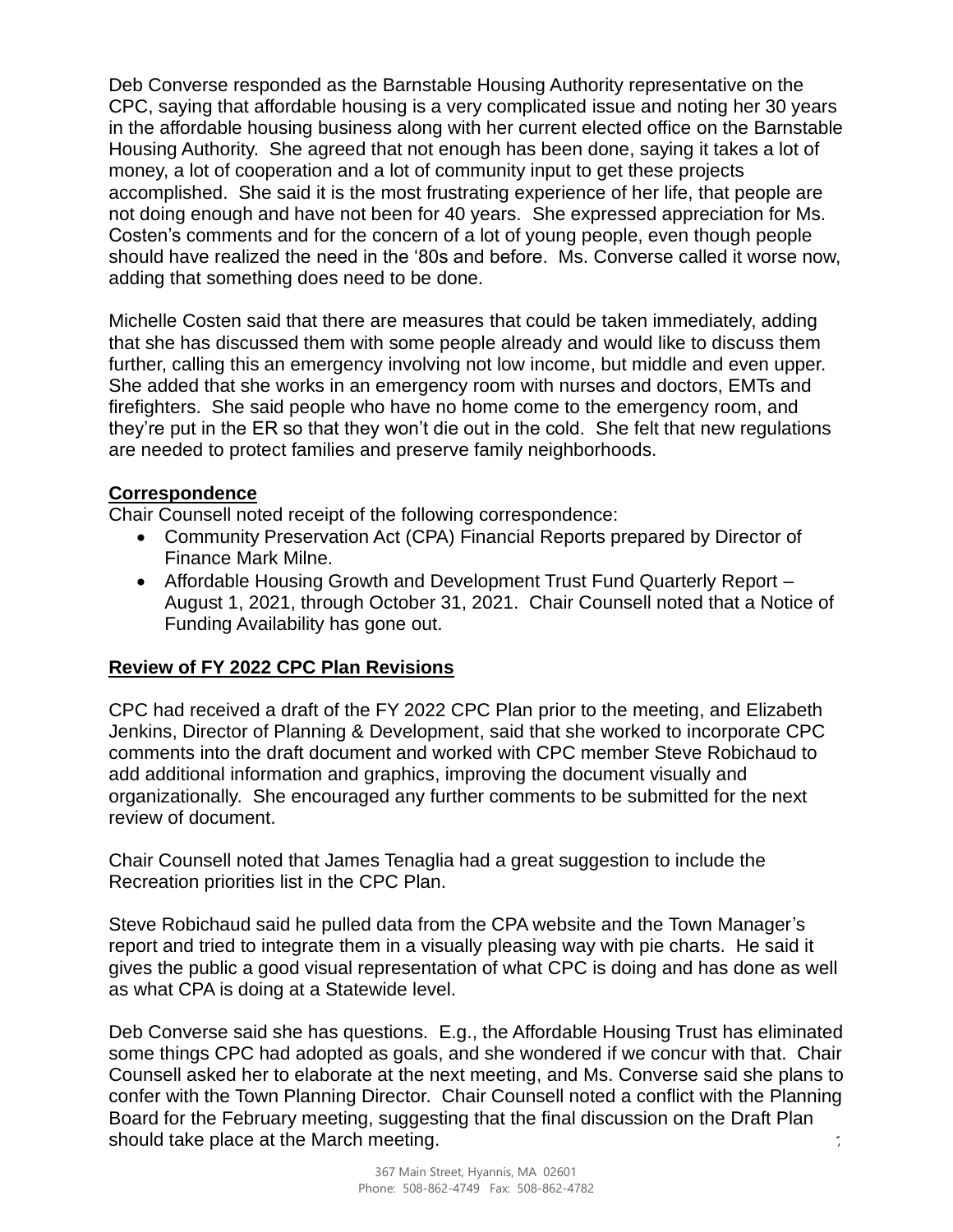Deb Converse responded as the Barnstable Housing Authority representative on the CPC, saying that affordable housing is a very complicated issue and noting her 30 years in the affordable housing business along with her current elected office on the Barnstable Housing Authority. She agreed that not enough has been done, saying it takes a lot of money, a lot of cooperation and a lot of community input to get these projects accomplished. She said it is the most frustrating experience of her life, that people are not doing enough and have not been for 40 years. She expressed appreciation for Ms. Costen's comments and for the concern of a lot of young people, even though people should have realized the need in the '80s and before. Ms. Converse called it worse now, adding that something does need to be done.

Michelle Costen said that there are measures that could be taken immediately, adding that she has discussed them with some people already and would like to discuss them further, calling this an emergency involving not low income, but middle and even upper. She added that she works in an emergency room with nurses and doctors, EMTs and firefighters. She said people who have no home come to the emergency room, and they're put in the ER so that they won't die out in the cold. She felt that new regulations are needed to protect families and preserve family neighborhoods.

**Correspondence**

Chair Counsell noted receipt of the following correspondence:

- Community Preservation Act (CPA) Financial Reports prepared by Director of Finance Mark Milne.
- Affordable Housing Growth and Development Trust Fund Quarterly Report – August 1, 2021, through October 31, 2021. Chair Counsell noted that a Notice of Funding Availability has gone out.

**Review of FY 2022 CPC Plan Revisions**

CPC had received a draft of the FY 2022 CPC Plan prior to the meeting, and Elizabeth Jenkins, Director of Planning & Development, said that she worked to incorporate CPC comments into the draft document and worked with CPC member Steve Robichaud to add additional information and graphics, improving the document visually and organizationally. She encouraged any further comments to be submitted for the next review of document.

Chair Counsell noted that James Tenaglia had a great suggestion to include the Recreation priorities list in the CPC Plan.

Steve Robichaud said he pulled data from the CPA website and the Town Manager's report and tried to integrate them in a visually pleasing way with pie charts. He said it gives the public a good visual representation of what CPC is doing and has done as well as what CPA is doing at a Statewide level.

Deb Converse said she has questions. E.g., the Affordable Housing Trust has eliminated some things CPC had adopted as goals, and she wondered if we concur with that. Chair Counsell asked her to elaborate at the next meeting, and Ms. Converse said she plans to confer with the Town Planning Director. Chair Counsell noted a conflict with the Planning Board for the February meeting, suggesting that the final discussion on the Draft Plan should take place at the March meeting.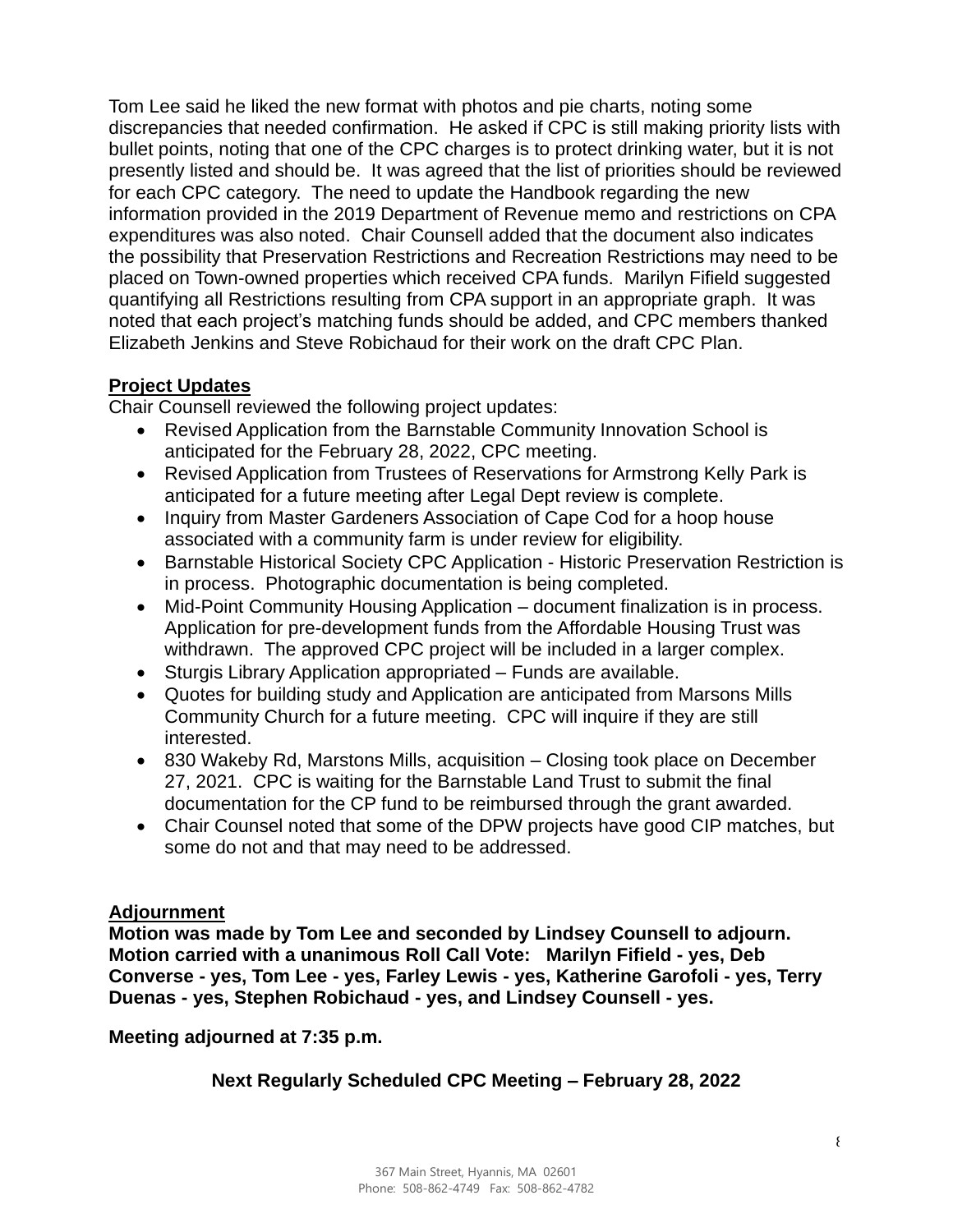Tom Lee said he liked the new format with photos and pie charts, noting some discrepancies that needed confirmation. He asked if CPC is still making priority lists with bullet points, noting that one of the CPC charges is to protect drinking water, but it is not presently listed and should be. It was agreed that the list of priorities should be reviewed for each CPC category. The need to update the Handbook regarding the new information provided in the 2019 Department of Revenue memo and restrictions on CPA expenditures was also noted. Chair Counsell added that the document also indicates the possibility that Preservation Restrictions and Recreation Restrictions may need to be placed on Town-owned properties which received CPA funds. Marilyn Fifield suggested quantifying all Restrictions resulting from CPA support in an appropriate graph. It was noted that each project's matching funds should be added, and CPC members thanked Elizabeth Jenkins and Steve Robichaud for their work on the draft CPC Plan.

**Project Updates**

Chair Counsell reviewed the following project updates:

- Revised Application from the Barnstable Community Innovation School is anticipated for the February 28, 2022, CPC meeting.
- Revised Application from Trustees of Reservations for Armstrong Kelly Park is anticipated for a future meeting after Legal Dept review is complete.
- Inquiry from Master Gardeners Association of Cape Cod for a hoop house associated with a community farm is under review for eligibility.
- Barnstable Historical Society CPC Application - Historic Preservation Restriction is in process. Photographic documentation is being completed.
- Mid-Point Community Housing Application – document finalization is in process. Application for pre-development funds from the Affordable Housing Trust was withdrawn. The approved CPC project will be included in a larger complex.
- Sturgis Library Application appropriated – Funds are available.
- Quotes for building study and Application are anticipated from Marsons Mills Community Church for a future meeting. CPC will inquire if they are still interested.
- 830 Wakeby Rd, Marstons Mills, acquisition – Closing took place on December 27, 2021. CPC is waiting for the Barnstable Land Trust to submit the final documentation for the CP fund to be reimbursed through the grant awarded.
- Chair Counsel noted that some of the DPW projects have good CIP matches, but some do not and that may need to be addressed.

**Adjournment**

**Motion was made by Tom Lee and seconded by Lindsey Counsell to adjourn. Motion carried with a unanimous Roll Call Vote: Marilyn Fifield - yes, Deb Converse - yes, Tom Lee - yes, Farley Lewis - yes, Katherine Garofoli - yes, Terry Duenas - yes, Stephen Robichaud - yes, and Lindsey Counsell - yes.**

**Meeting adjourned at 7:35 p.m.**

**Next Regularly Scheduled CPC Meeting – February 28, 2022**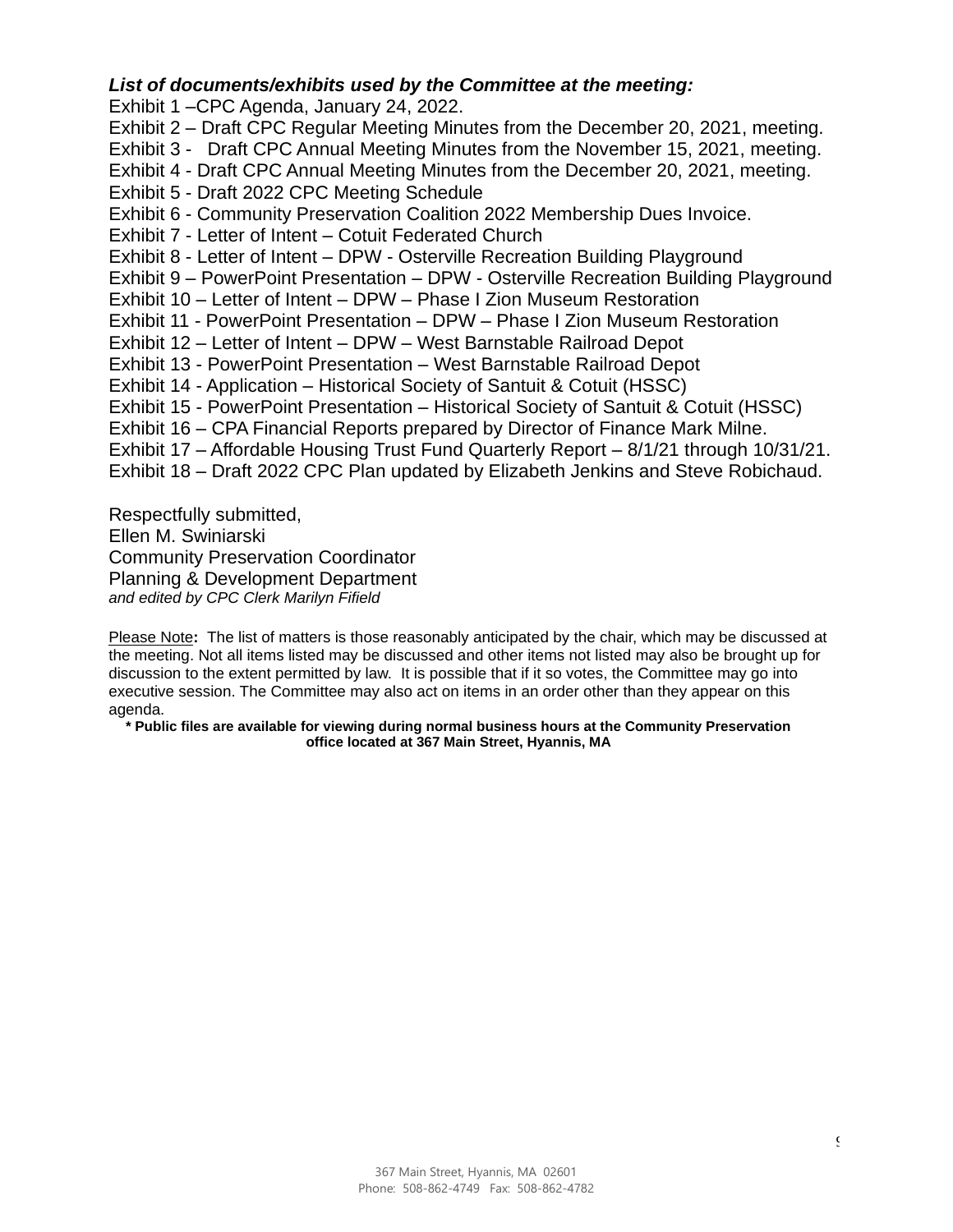***List of documents/exhibits used by the Committee at the meeting:***

Exhibit 1 –CPC Agenda, January 24, 2022.
Exhibit 2 – Draft CPC Regular Meeting Minutes from the December 20, 2021, meeting.
Exhibit 3 - Draft CPC Annual Meeting Minutes from the November 15, 2021, meeting.
Exhibit 4 - Draft CPC Annual Meeting Minutes from the December 20, 2021, meeting.
Exhibit 5 - Draft 2022 CPC Meeting Schedule
Exhibit 6 - Community Preservation Coalition 2022 Membership Dues Invoice.
Exhibit 7 - Letter of Intent – Cotuit Federated Church
Exhibit 8 - Letter of Intent – DPW - Osterville Recreation Building Playground
Exhibit 9 – PowerPoint Presentation – DPW - Osterville Recreation Building Playground
Exhibit 10 – Letter of Intent – DPW – Phase I Zion Museum Restoration
Exhibit 11 - PowerPoint Presentation – DPW – Phase I Zion Museum Restoration
Exhibit 12 – Letter of Intent – DPW – West Barnstable Railroad Depot
Exhibit 13 - PowerPoint Presentation – West Barnstable Railroad Depot
Exhibit 14 - Application – Historical Society of Santuit & Cotuit (HSSC)
Exhibit 15 - PowerPoint Presentation – Historical Society of Santuit & Cotuit (HSSC)
Exhibit 16 – CPA Financial Reports prepared by Director of Finance Mark Milne.
Exhibit 17 – Affordable Housing Trust Fund Quarterly Report – 8/1/21 through 10/31/21.
Exhibit 18 – Draft 2022 CPC Plan updated by Elizabeth Jenkins and Steve Robichaud.

Respectfully submitted,
Ellen M. Swiniarski
Community Preservation Coordinator
Planning & Development Department
*and edited by CPC Clerk Marilyn Fifield*

Please Note**:** The list of matters is those reasonably anticipated by the chair, which may be discussed at the meeting. Not all items listed may be discussed and other items not listed may also be brought up for discussion to the extent permitted by law. It is possible that if it so votes, the Committee may go into executive session. The Committee may also act on items in an order other than they appear on this agenda.

**\* Public files are available for viewing during normal business hours at the Community Preservation office located at 367 Main Street, Hyannis, MA**

367 Main Street, Hyannis, MA 02601
Phone: 508-862-4749 Fax: 508-862-4782